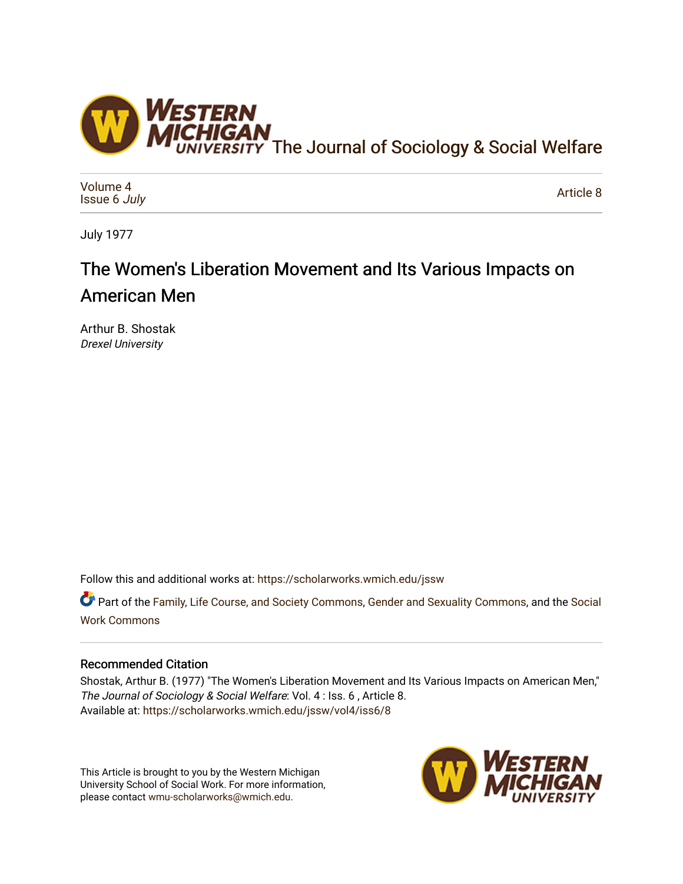The Journal of Sociology & Social Welfare

Volume 4
Issue 6 *July*

Article 8

July 1977

# The Women's Liberation Movement and Its Various Impacts on American Men

Arthur B. Shostak
*Drexel University*

Follow this and additional works at: https://scholarworks.wmich.edu/jssw

Part of the Family, Life Course, and Society Commons, Gender and Sexuality Commons, and the Social Work Commons

## Recommended Citation

Shostak, Arthur B. (1977) "The Women's Liberation Movement and Its Various Impacts on American Men," *The Journal of Sociology & Social Welfare*: Vol. 4 : Iss. 6 , Article 8.
Available at: https://scholarworks.wmich.edu/jssw/vol4/iss6/8

This Article is brought to you by the Western Michigan University School of Social Work. For more information, please contact wmu-scholarworks@wmich.edu.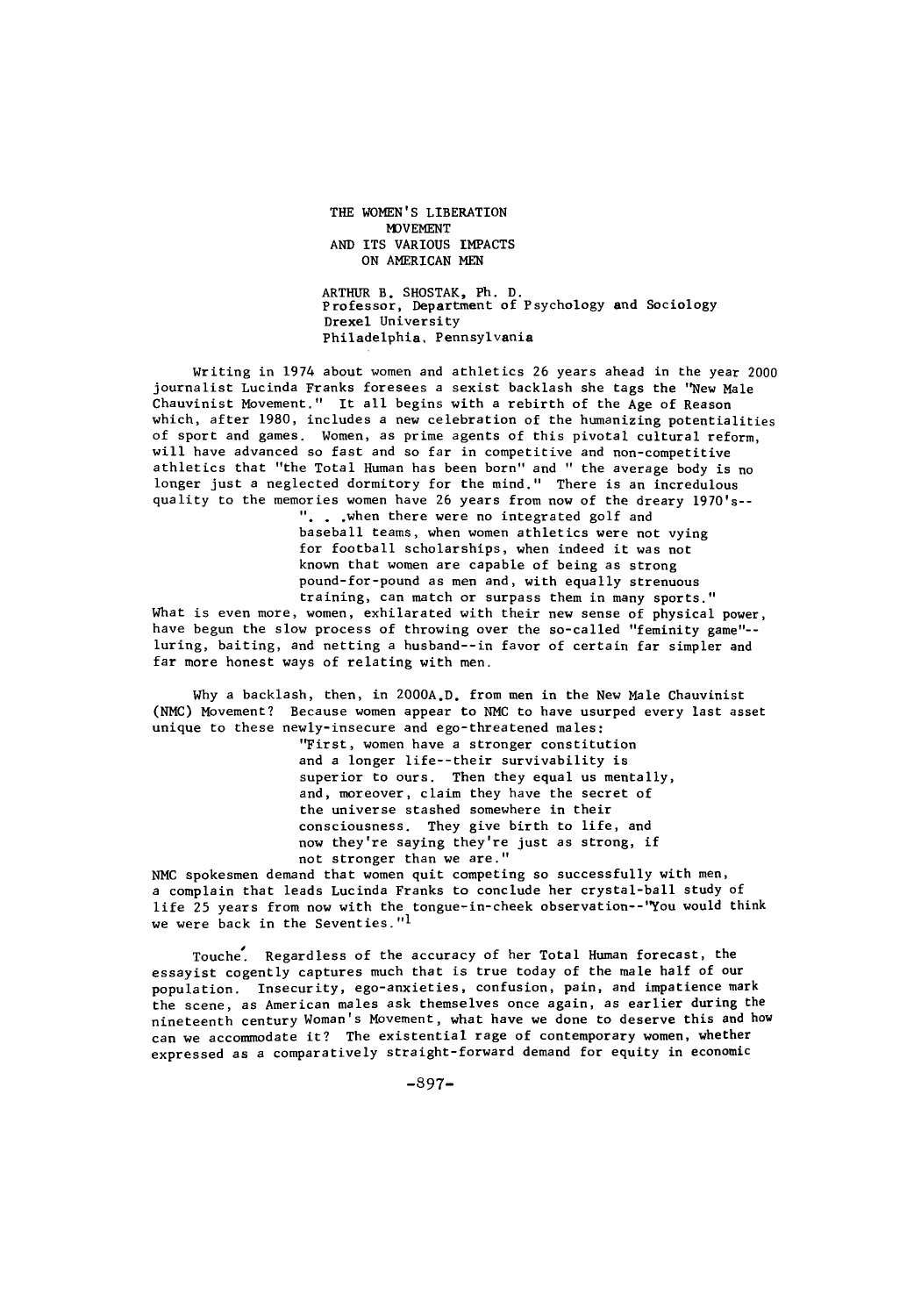THE WOMEN'S LIBERATION MOVEMENT AND ITS VARIOUS IMPACTS ON AMERICAN MEN

ARTHUR B. SHOSTAK, Ph. D.
Professor, Department of Psychology and Sociology
Drexel University
Philadelphia, Pennsylvania

Writing in 1974 about women and athletics 26 years ahead in the year 2000 journalist Lucinda Franks foresees a sexist backlash she tags the "New Male Chauvinist Movement." It all begins with a rebirth of the Age of Reason which, after 1980, includes a new celebration of the humanizing potentialities of sport and games. Women, as prime agents of this pivotal cultural reform, will have advanced so fast and so far in competitive and non-competitive athletics that "the Total Human has been born" and " the average body is no longer just a neglected dormitory for the mind." There is an incredulous quality to the memories women have 26 years from now of the dreary 1970's--

> ". . .when there were no integrated golf and baseball teams, when women athletics were not vying for football scholarships, when indeed it was not known that women are capable of being as strong pound-for-pound as men and, with equally strenuous training, can match or surpass them in many sports."

What is even more, women, exhilarated with their new sense of physical power, have begun the slow process of throwing over the so-called "feminity game"--luring, baiting, and netting a husband--in favor of certain far simpler and far more honest ways of relating with men.

Why a backlash, then, in 2000A.D. from men in the New Male Chauvinist (NMC) Movement? Because women appear to NMC to have usurped every last asset unique to these newly-insecure and ego-threatened males:

> "First, women have a stronger constitution and a longer life--their survivability is superior to ours. Then they equal us mentally, and, moreover, claim they have the secret of the universe stashed somewhere in their consciousness. They give birth to life, and now they're saying they're just as strong, if not stronger than we are."

NMC spokesmen demand that women quit competing so successfully with men, a complain that leads Lucinda Franks to conclude her crystal-ball study of life 25 years from now with the tongue-in-cheek observation--"You would think we were back in the Seventies."[1]

Touché. Regardless of the accuracy of her Total Human forecast, the essayist cogently captures much that is true today of the male half of our population. Insecurity, ego-anxieties, confusion, pain, and impatience mark the scene, as American males ask themselves once again, as earlier during the nineteenth century Woman's Movement, what have we done to deserve this and how can we accommodate it? The existential rage of contemporary women, whether expressed as a comparatively straight-forward demand for equity in economic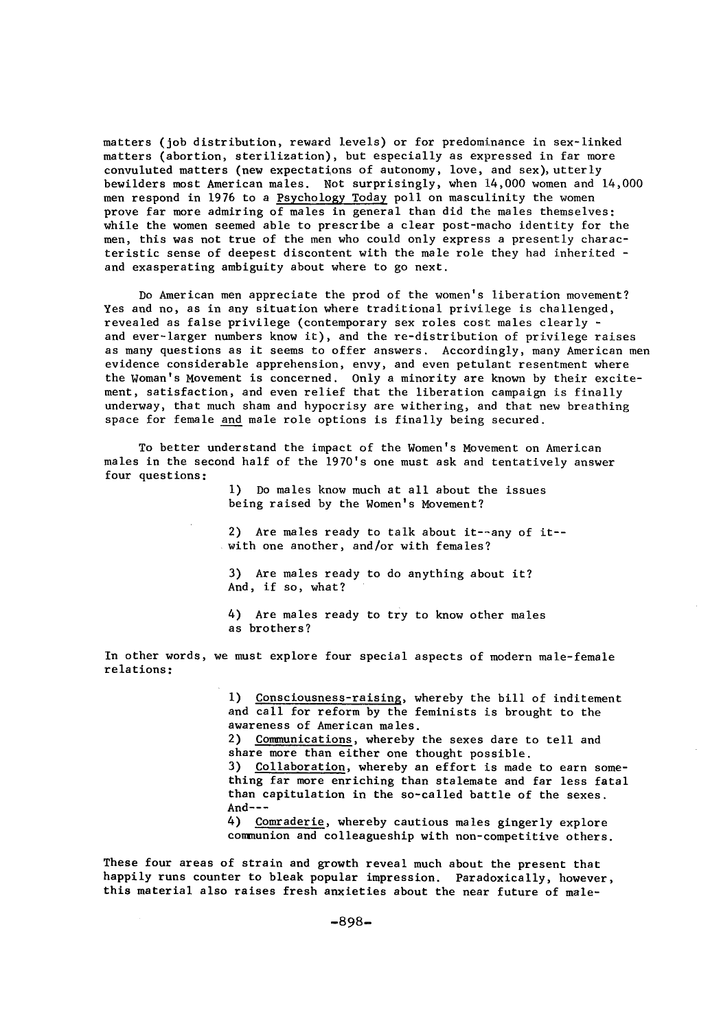matters (job distribution, reward levels) or for predominance in sex-linked matters (abortion, sterilization), but especially as expressed in far more convuluted matters (new expectations of autonomy, love, and sex), utterly bewilders most American males. Not surprisingly, when 14,000 women and 14,000 men respond in 1976 to a Psychology Today poll on masculinity the women prove far more admiring of males in general than did the males themselves: while the women seemed able to prescribe a clear post-macho identity for the men, this was not true of the men who could only express a presently characteristic sense of deepest discontent with the male role they had inherited - and exasperating ambiguity about where to go next.

Do American men appreciate the prod of the women's liberation movement? Yes and no, as in any situation where traditional privilege is challenged, revealed as false privilege (contemporary sex roles cost males clearly - and ever-larger numbers know it), and the re-distribution of privilege raises as many questions as it seems to offer answers. Accordingly, many American men evidence considerable apprehension, envy, and even petulant resentment where the Woman's Movement is concerned. Only a minority are known by their excitement, satisfaction, and even relief that the liberation campaign is finally underway, that much sham and hypocrisy are withering, and that new breathing space for female and male role options is finally being secured.

To better understand the impact of the Women's Movement on American males in the second half of the 1970's one must ask and tentatively answer four questions:

1) Do males know much at all about the issues being raised by the Women's Movement?

2) Are males ready to talk about it--any of it--with one another, and/or with females?

3) Are males ready to do anything about it? And, if so, what?

4) Are males ready to try to know other males as brothers?

In other words, we must explore four special aspects of modern male-female relations:

1) Consciousness-raising, whereby the bill of inditement and call for reform by the feminists is brought to the awareness of American males.
2) Communications, whereby the sexes dare to tell and share more than either one thought possible.
3) Collaboration, whereby an effort is made to earn something far more enriching than stalemate and far less fatal than capitulation in the so-called battle of the sexes. And---
4) Comraderie, whereby cautious males gingerly explore communion and colleagueship with non-competitive others.

These four areas of strain and growth reveal much about the present that happily runs counter to bleak popular impression. Paradoxically, however, this material also raises fresh anxieties about the near future of male-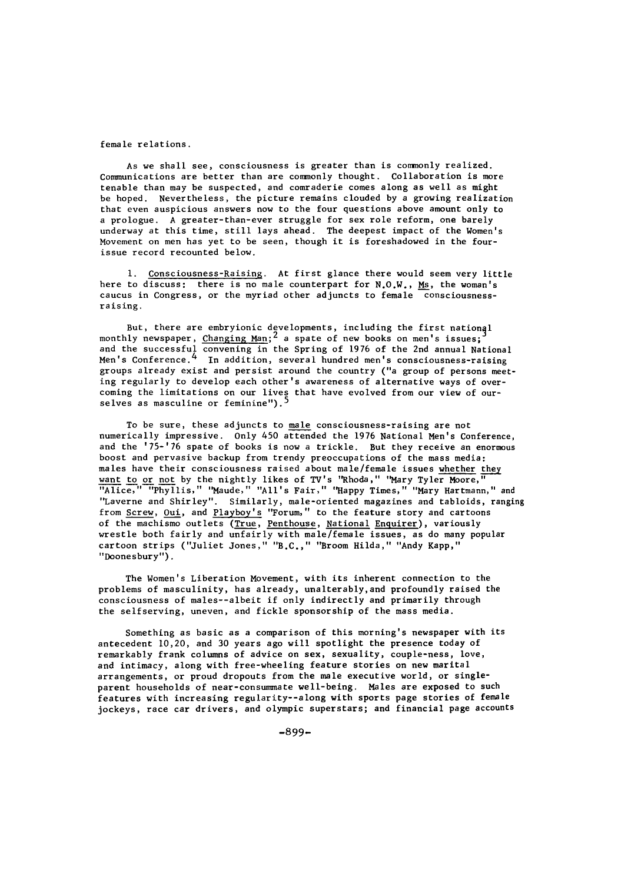female relations.

As we shall see, consciousness is greater than is commonly realized. Communications are better than are commonly thought. Collaboration is more tenable than may be suspected, and comraderie comes along as well as might be hoped. Nevertheless, the picture remains clouded by a growing realization that even auspicious answers now to the four questions above amount only to a prologue. A greater-than-ever struggle for sex role reform, one barely underway at this time, still lays ahead. The deepest impact of the Women's Movement on men has yet to be seen, though it is foreshadowed in the four-issue record recounted below.

1. Consciousness-Raising. At first glance there would seem very little here to discuss: there is no male counterpart for N.O.W., *Ms*, the woman's caucus in Congress, or the myriad other adjuncts to female consciousness-raising.

But, there are embryionic developments, including the first national monthly newspaper, *Changing Man*;[2] a spate of new books on men's issues;[3] and the successful convening in the Spring of 1976 of the 2nd annual National Men's Conference.[4] In addition, several hundred men's consciousness-raising groups already exist and persist around the country ("a group of persons meeting regularly to develop each other's awareness of alternative ways of overcoming the limitations on our lives that have evolved from our view of ourselves as masculine or feminine").[5]

To be sure, these adjuncts to male consciousness-raising are not numerically impressive. Only 450 attended the 1976 National Men's Conference, and the '75-'76 spate of books is now a trickle. But they receive an enormous boost and pervasive backup from trendy preoccupations of the mass media: males have their consciousness raised about male/female issues whether they want to or not by the nightly likes of TV's "Rhoda," "Mary Tyler Moore," "Alice," "Phyllis," "Maude," "All's Fair," "Happy Times," "Mary Hartmann," and "Laverne and Shirley". Similarly, male-oriented magazines and tabloids, ranging from *Screw*, *Oui*, and *Playboy's* "Forum," to the feature story and cartoons of the machismo outlets (*True*, *Penthouse*, *National Enquirer*), variously wrestle both fairly and unfairly with male/female issues, as do many popular cartoon strips ("Juliet Jones," "B.C.," "Broom Hilda," "Andy Kapp," "Doonesbury").

The Women's Liberation Movement, with its inherent connection to the problems of masculinity, has already, unalterably, and profoundly raised the consciousness of males--albeit if only indirectly and primarily through the selfserving, uneven, and fickle sponsorship of the mass media.

Something as basic as a comparison of this morning's newspaper with its antecedent 10, 20, and 30 years ago will spotlight the presence today of remarkably frank columns of advice on sex, sexuality, couple-ness, love, and intimacy, along with free-wheeling feature stories on new marital arrangements, or proud dropouts from the male executive world, or single-parent households of near-consummate well-being. Males are exposed to such features with increasing regularity--along with sports page stories of female jockeys, race car drivers, and olympic superstars; and financial page accounts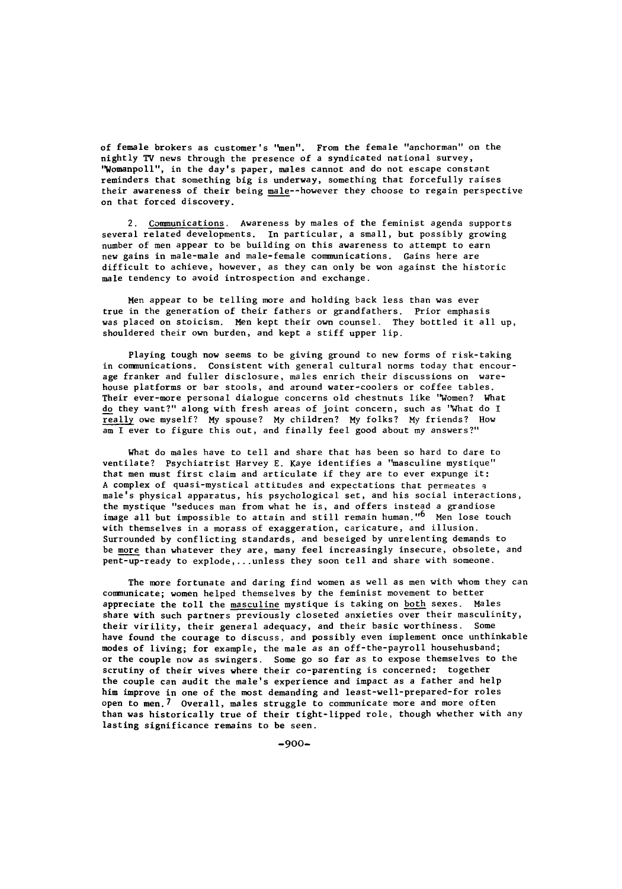of female brokers as customer's "men". From the female "anchorman" on the nightly TV news through the presence of a syndicated national survey, "Womanpoll", in the day's paper, males cannot and do not escape constant reminders that something big is underway, something that forcefully raises their awareness of their being male--however they choose to regain perspective on that forced discovery.

2. Communications. Awareness by males of the feminist agenda supports several related developments. In particular, a small, but possibly growing number of men appear to be building on this awareness to attempt to earn new gains in male-male and male-female communications. Gains here are difficult to achieve, however, as they can only be won against the historic male tendency to avoid introspection and exchange.

Men appear to be telling more and holding back less than was ever true in the generation of their fathers or grandfathers. Prior emphasis was placed on stoicism. Men kept their own counsel. They bottled it all up, shouldered their own burden, and kept a stiff upper lip.

Playing tough now seems to be giving ground to new forms of risk-taking in communications. Consistent with general cultural norms today that encourage franker and fuller disclosure, males enrich their discussions on warehouse platforms or bar stools, and around water-coolers or coffee tables. Their ever-more personal dialogue concerns old chestnuts like "Women? What do they want?" along with fresh areas of joint concern, such as "What do I really owe myself? My spouse? My children? My folks? My friends? How am I ever to figure this out, and finally feel good about my answers?"

What do males have to tell and share that has been so hard to dare to ventilate? Psychiatrist Harvey E. Kaye identifies a "masculine mystique" that men must first claim and articulate if they are to ever expunge it: A complex of quasi-mystical attitudes and expectations that permeates a male's physical apparatus, his psychological set, and his social interactions, the mystique "seduces man from what he is, and offers instead a grandiose image all but impossible to attain and still remain human."[6] Men lose touch with themselves in a morass of exaggeration, caricature, and illusion. Surrounded by conflicting standards, and beseiged by unrelenting demands to be more than whatever they are, many feel increasingly insecure, obsolete, and pent-up-ready to explode,...unless they soon tell and share with someone.

The more fortunate and daring find women as well as men with whom they can communicate; women helped themselves by the feminist movement to better appreciate the toll the masculine mystique is taking on both sexes. Males share with such partners previously closeted anxieties over their masculinity, their virility, their general adequacy, and their basic worthiness. Some have found the courage to discuss, and possibly even implement once unthinkable modes of living; for example, the male as an off-the-payroll househusband; or the couple now as swingers. Some go so far as to expose themselves to the scrutiny of their wives where their co-parenting is concerned: together the couple can audit the male's experience and impact as a father and help him improve in one of the most demanding and least-well-prepared-for roles open to men.[7] Overall, males struggle to communicate more and more often than was historically true of their tight-lipped role, though whether with any lasting significance remains to be seen.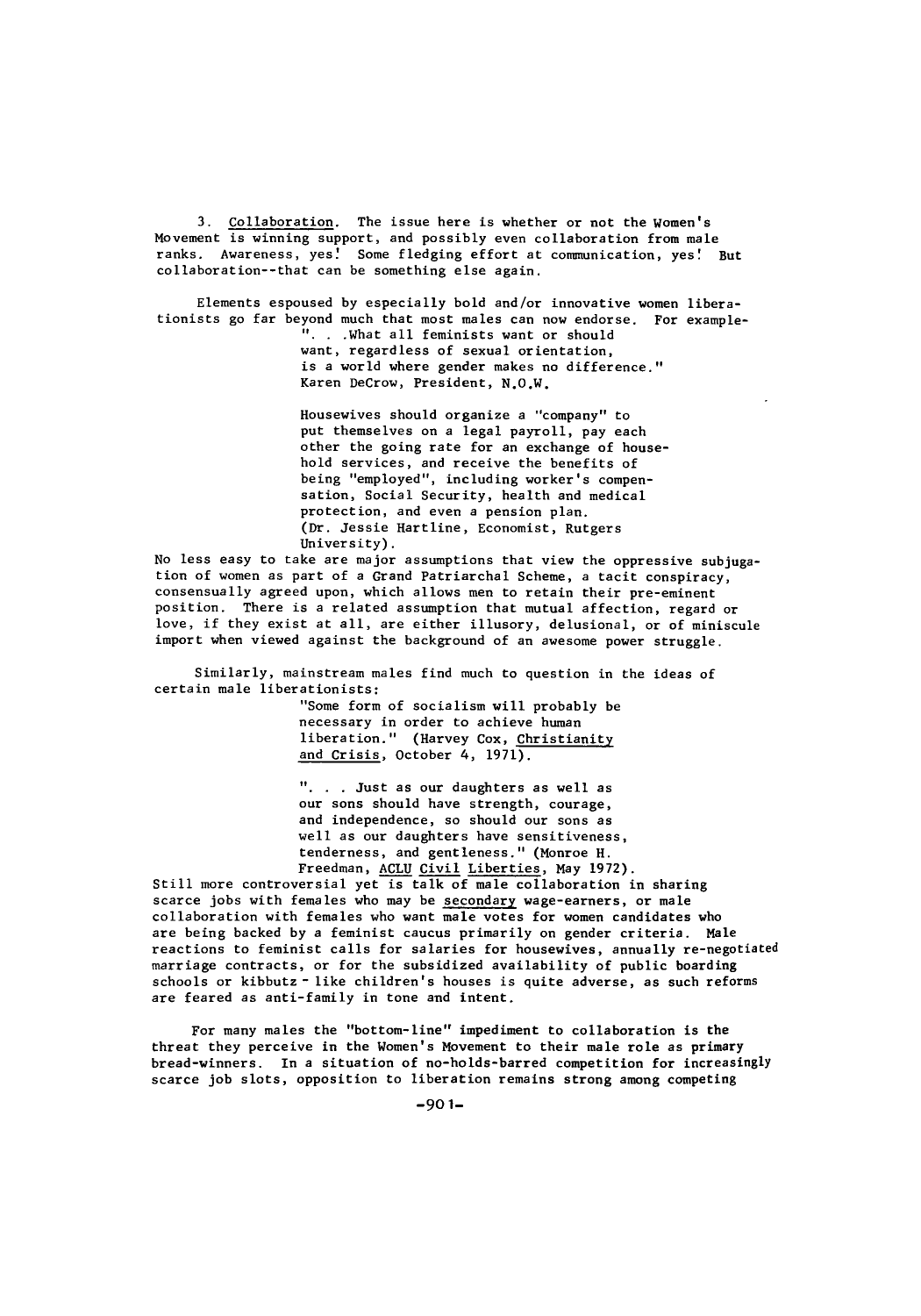3. Collaboration. The issue here is whether or not the Women's Movement is winning support, and possibly even collaboration from male ranks. Awareness, yes! Some fledging effort at communication, yes! But collaboration--that can be something else again.

Elements espoused by especially bold and/or innovative women liberationists go far beyond much that most males can now endorse. For example-

> ". . .What all feminists want or should want, regardless of sexual orientation, is a world where gender makes no difference." Karen DeCrow, President, N.O.W.
>
> Housewives should organize a "company" to put themselves on a legal payroll, pay each other the going rate for an exchange of household services, and receive the benefits of being "employed", including worker's compensation, Social Security, health and medical protection, and even a pension plan. (Dr. Jessie Hartline, Economist, Rutgers University).

No less easy to take are major assumptions that view the oppressive subjugation of women as part of a Grand Patriarchal Scheme, a tacit conspiracy, consensually agreed upon, which allows men to retain their pre-eminent position. There is a related assumption that mutual affection, regard or love, if they exist at all, are either illusory, delusional, or of miniscule import when viewed against the background of an awesome power struggle.

Similarly, mainstream males find much to question in the ideas of certain male liberationists:

> "Some form of socialism will probably be necessary in order to achieve human liberation." (Harvey Cox, Christianity and Crisis, October 4, 1971).
>
> ". . . Just as our daughters as well as our sons should have strength, courage, and independence, so should our sons as well as our daughters have sensitiveness, tenderness, and gentleness." (Monroe H. Freedman, ACLU Civil Liberties, May 1972).

Still more controversial yet is talk of male collaboration in sharing scarce jobs with females who may be secondary wage-earners, or male collaboration with females who want male votes for women candidates who are being backed by a feminist caucus primarily on gender criteria. Male reactions to feminist calls for salaries for housewives, annually re-negotiated marriage contracts, or for the subsidized availability of public boarding schools or kibbutz - like children's houses is quite adverse, as such reforms are feared as anti-family in tone and intent.

For many males the "bottom-line" impediment to collaboration is the threat they perceive in the Women's Movement to their male role as primary bread-winners. In a situation of no-holds-barred competition for increasingly scarce job slots, opposition to liberation remains strong among competing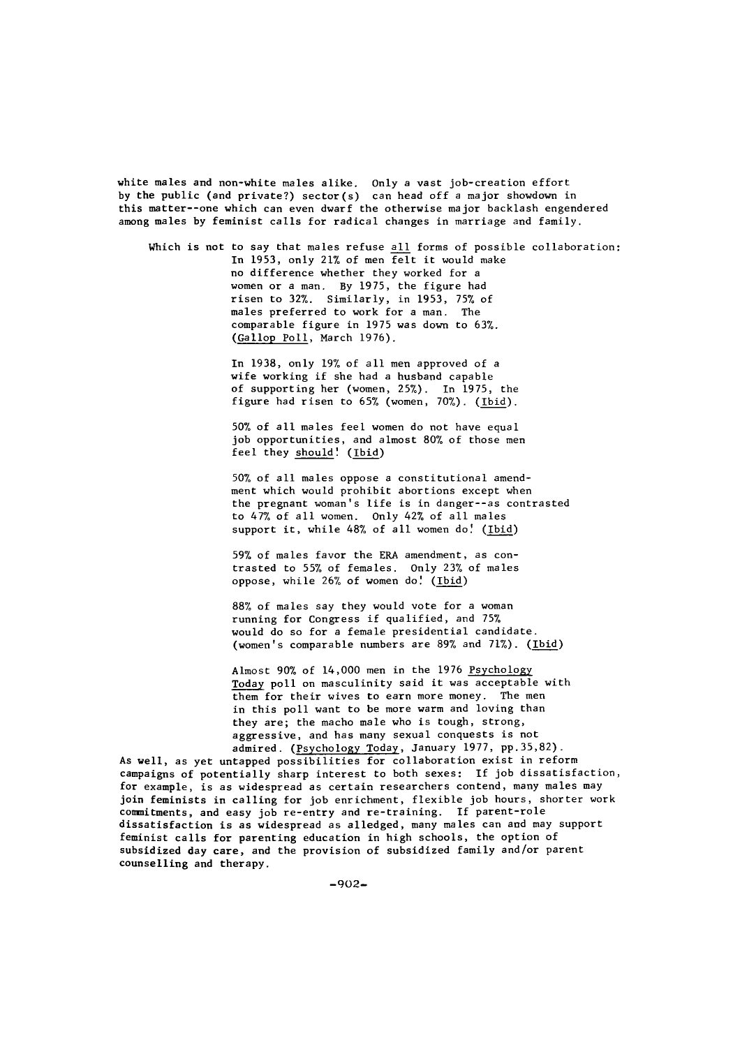white males and non-white males alike. Only a vast job-creation effort by the public (and private?) sector(s) can head off a major showdown in this matter--one which can even dwarf the otherwise major backlash engendered among males by feminist calls for radical changes in marriage and family.

Which is not to say that males refuse all forms of possible collaboration:

> In 1953, only 21% of men felt it would make no difference whether they worked for a women or a man. By 1975, the figure had risen to 32%. Similarly, in 1953, 75% of males preferred to work for a man. The comparable figure in 1975 was down to 63%. (Gallop Poll, March 1976).
>
> In 1938, only 19% of all men approved of a wife working if she had a husband capable of supporting her (women, 25%). In 1975, the figure had risen to 65% (women, 70%). (Ibid).
>
> 50% of all males feel women do not have equal job opportunities, and almost 80% of those men feel they should! (Ibid)
>
> 50% of all males oppose a constitutional amendment which would prohibit abortions except when the pregnant woman's life is in danger--as contrasted to 47% of all women. Only 42% of all males support it, while 48% of all women do! (Ibid)
>
> 59% of males favor the ERA amendment, as contrasted to 55% of females. Only 23% of males oppose, while 26% of women do! (Ibid)
>
> 88% of males say they would vote for a woman running for Congress if qualified, and 75% would do so for a female presidential candidate. (women's comparable numbers are 89% and 71%). (Ibid)
>
> Almost 90% of 14,000 men in the 1976 Psychology Today poll on masculinity said it was acceptable with them for their wives to earn more money. The men in this poll want to be more warm and loving than they are; the macho male who is tough, strong, aggressive, and has many sexual conquests is not admired. (Psychology Today, January 1977, pp.35,82).

As well, as yet untapped possibilities for collaboration exist in reform campaigns of potentially sharp interest to both sexes: If job dissatisfaction, for example, is as widespread as certain researchers contend, many males may join feminists in calling for job enrichment, flexible job hours, shorter work commitments, and easy job re-entry and re-training. If parent-role dissatisfaction is as widespread as alledged, many males can and may support feminist calls for parenting education in high schools, the option of subsidized day care, and the provision of subsidized family and/or parent counselling and therapy.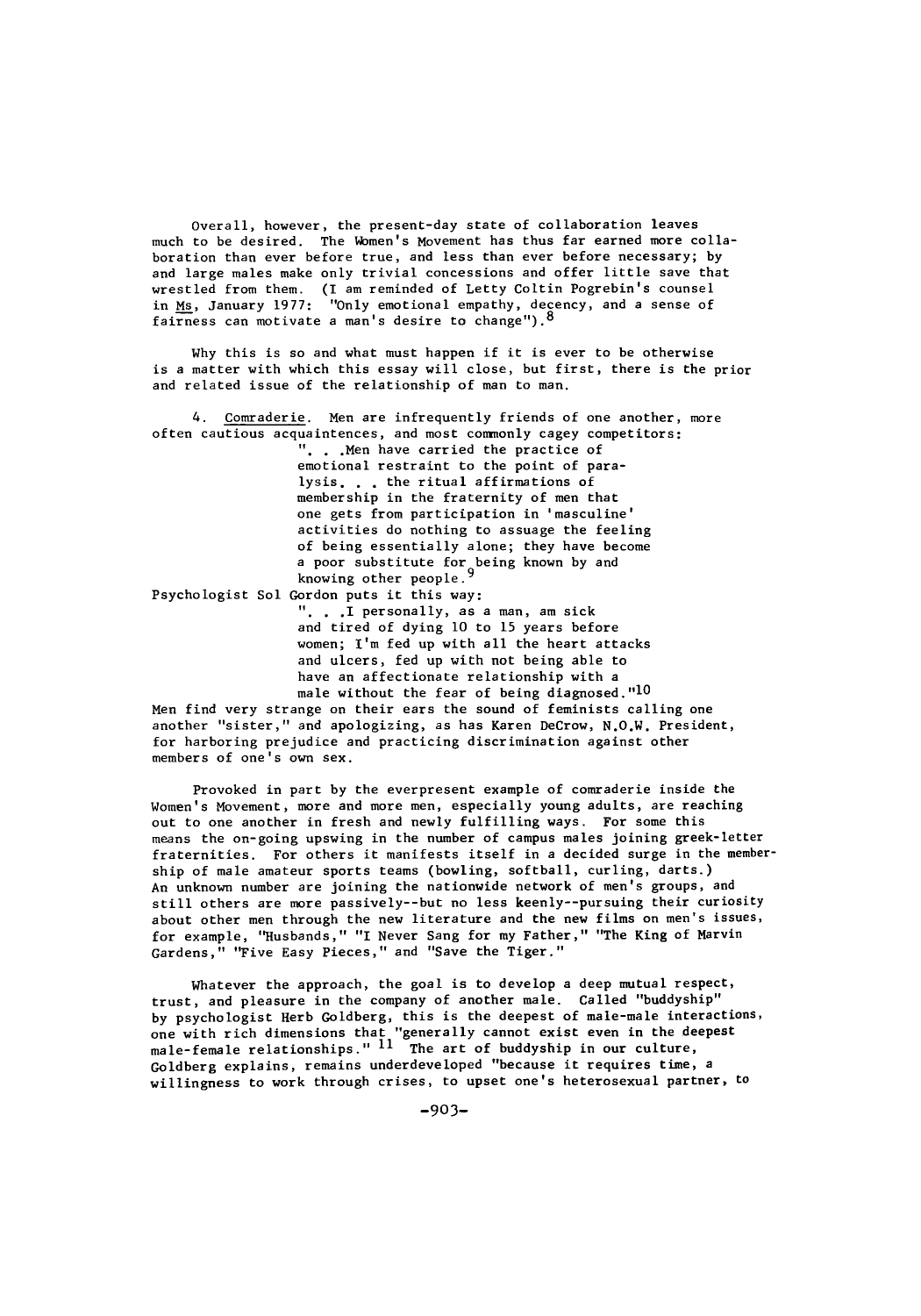Overall, however, the present-day state of collaboration leaves much to be desired. The Women's Movement has thus far earned more collaboration than ever before true, and less than ever before necessary; by and large males make only trivial concessions and offer little save that wrestled from them. (I am reminded of Letty Coltin Pogrebin's counsel in Ms, January 1977: "Only emotional empathy, decency, and a sense of fairness can motivate a man's desire to change").[8]

Why this is so and what must happen if it is ever to be otherwise is a matter with which this essay will close, but first, there is the prior and related issue of the relationship of man to man.

4. Comraderie. Men are infrequently friends of one another, more often cautious acquaintences, and most commonly cagey competitors:

> ". . .Men have carried the practice of emotional restraint to the point of paralysis. . . the ritual affirmations of membership in the fraternity of men that one gets from participation in 'masculine' activities do nothing to assuage the feeling of being essentially alone; they have become a poor substitute for being known by and knowing other people.[9]

Psychologist Sol Gordon puts it this way:

> ". . .I personally, as a man, am sick and tired of dying 10 to 15 years before women; I'm fed up with all the heart attacks and ulcers, fed up with not being able to have an affectionate relationship with a male without the fear of being diagnosed."[10]

Men find very strange on their ears the sound of feminists calling one another "sister," and apologizing, as has Karen DeCrow, N.O.W. President, for harboring prejudice and practicing discrimination against other members of one's own sex.

Provoked in part by the everpresent example of comraderie inside the Women's Movement, more and more men, especially young adults, are reaching out to one another in fresh and newly fulfilling ways. For some this means the on-going upswing in the number of campus males joining greek-letter fraternities. For others it manifests itself in a decided surge in the membership of male amateur sports teams (bowling, softball, curling, darts.) An unknown number are joining the nationwide network of men's groups, and still others are more passively--but no less keenly--pursuing their curiosity about other men through the new literature and the new films on men's issues, for example, "Husbands," "I Never Sang for my Father," "The King of Marvin Gardens," "Five Easy Pieces," and "Save the Tiger."

Whatever the approach, the goal is to develop a deep mutual respect, trust, and pleasure in the company of another male. Called "buddyship" by psychologist Herb Goldberg, this is the deepest of male-male interactions, one with rich dimensions that "generally cannot exist even in the deepest male-female relationships."[11] The art of buddyship in our culture, Goldberg explains, remains underdeveloped "because it requires time, a willingness to work through crises, to upset one's heterosexual partner, to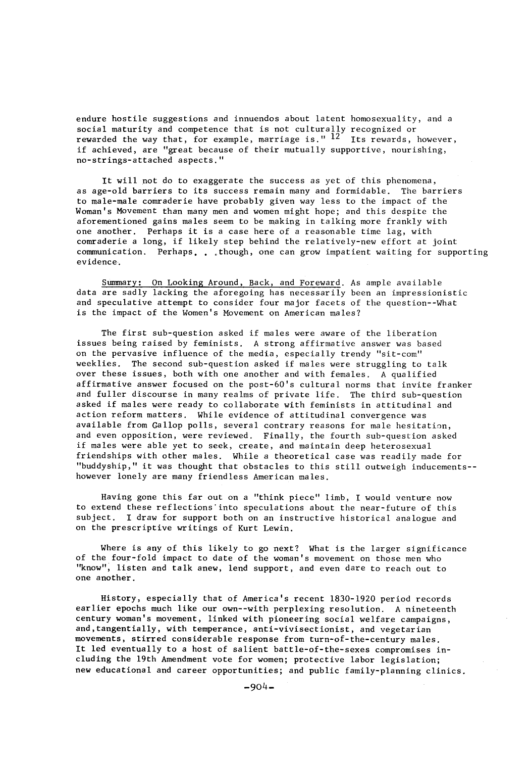endure hostile suggestions and innuendos about latent homosexuality, and a social maturity and competence that is not culturally recognized or rewarded the way that, for example, marriage is."[12] Its rewards, however, if achieved, are "great because of their mutually supportive, nourishing, no-strings-attached aspects."

It will not do to exaggerate the success as yet of this phenomena, as age-old barriers to its success remain many and formidable. The barriers to male-male comraderie have probably given way less to the impact of the Woman's Movement than many men and women might hope; and this despite the aforementioned gains males seem to be making in talking more frankly with one another. Perhaps it is a case here of a reasonable time lag, with comraderie a long, if likely step behind the relatively-new effort at joint communication. Perhaps. . .though, one can grow impatient waiting for supporting evidence.

<u>Summary: On Looking Around, Back, and Foreward</u>. As ample available data are sadly lacking the aforegoing has necessarily been an impressionistic and speculative attempt to consider four major facets of the question--What is the impact of the Women's Movement on American males?

The first sub-question asked if males were aware of the liberation issues being raised by feminists. A strong affirmative answer was based on the pervasive influence of the media, especially trendy "sit-com" weeklies. The second sub-question asked if males were struggling to talk over these issues, both with one another and with females. A qualified affirmative answer focused on the post-60's cultural norms that invite franker and fuller discourse in many realms of private life. The third sub-question asked if males were ready to collaborate with feminists in attitudinal and action reform matters. While evidence of attitudinal convergence was available from Gallop polls, several contrary reasons for male hesitation, and even opposition, were reviewed. Finally, the fourth sub-question asked if males were able yet to seek, create, and maintain deep heterosexual friendships with other males. While a theoretical case was readily made for "buddyship," it was thought that obstacles to this still outweigh inducements--however lonely are many friendless American males.

Having gone this far out on a "think piece" limb, I would venture now to extend these reflections into speculations about the near-future of this subject. I draw for support both on an instructive historical analogue and on the prescriptive writings of Kurt Lewin.

Where is any of this likely to go next? What is the larger significance of the four-fold impact to date of the woman's movement on those men who "know", listen and talk anew, lend support, and even dare to reach out to one another.

History, especially that of America's recent 1830-1920 period records earlier epochs much like our own--with perplexing resolution. A nineteenth century woman's movement, linked with pioneering social welfare campaigns, and, tangentially, with temperance, anti-vivisectionist, and vegetarian movements, stirred considerable response from turn-of-the-century males. It led eventually to a host of salient battle-of-the-sexes compromises including the 19th Amendment vote for women; protective labor legislation; new educational and career opportunities; and public family-planning clinics.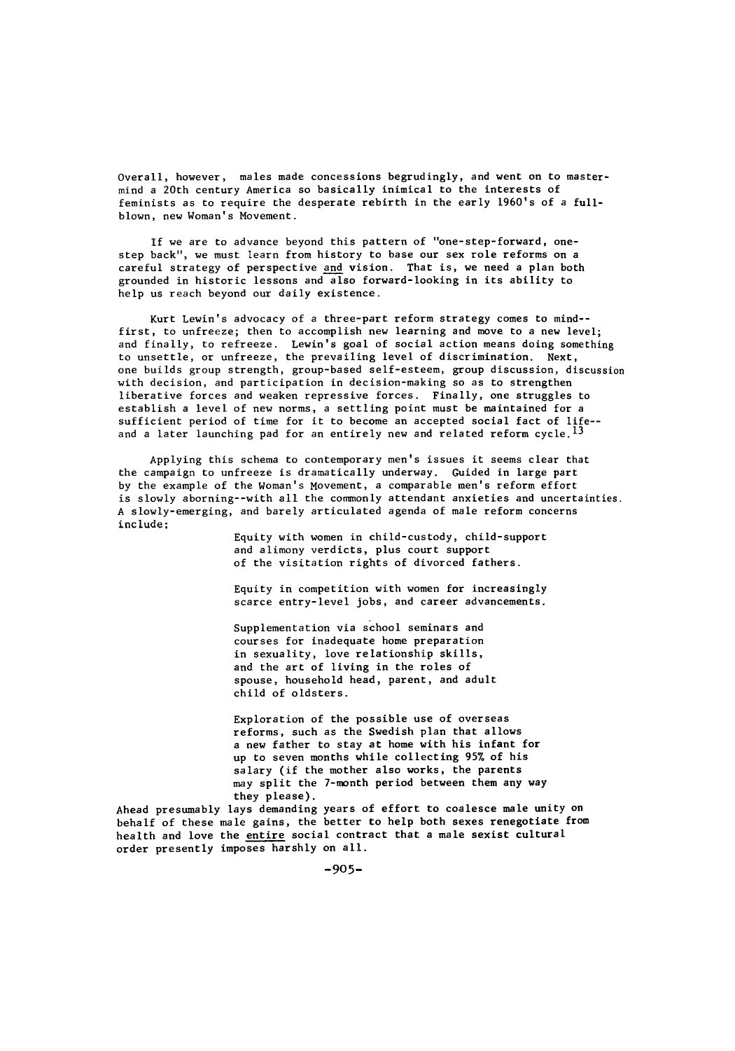Overall, however, males made concessions begrudingly, and went on to mastermind a 20th century America so basically inimical to the interests of feminists as to require the desperate rebirth in the early 1960's of a full-blown, new Woman's Movement.

If we are to advance beyond this pattern of "one-step-forward, one-step back", we must learn from history to base our sex role reforms on a careful strategy of perspective <u>and</u> vision. That is, we need a plan both grounded in historic lessons and also forward-looking in its ability to help us reach beyond our daily existence.

Kurt Lewin's advocacy of a three-part reform strategy comes to mind--first, to unfreeze; then to accomplish new learning and move to a new level; and finally, to refreeze. Lewin's goal of social action means doing something to unsettle, or unfreeze, the prevailing level of discrimination. Next, one builds group strength, group-based self-esteem, group discussion, discussion with decision, and participation in decision-making so as to strengthen liberative forces and weaken repressive forces. Finally, one struggles to establish a level of new norms, a settling point must be maintained for a sufficient period of time for it to become an accepted social fact of life--and a later launching pad for an entirely new and related reform cycle.[13]

Applying this schema to contemporary men's issues it seems clear that the campaign to unfreeze is dramatically underway. Guided in large part by the example of the Woman's Movement, a comparable men's reform effort is slowly aborning--with all the commonly attendant anxieties and uncertainties. A slowly-emerging, and barely articulated agenda of male reform concerns include:

> Equity with women in child-custody, child-support and alimony verdicts, plus court support of the visitation rights of divorced fathers.
>
> Equity in competition with women for increasingly scarce entry-level jobs, and career advancements.
>
> Supplementation via school seminars and courses for inadequate home preparation in sexuality, love relationship skills, and the art of living in the roles of spouse, household head, parent, and adult child of oldsters.
>
> Exploration of the possible use of overseas reforms, such as the Swedish plan that allows a new father to stay at home with his infant for up to seven months while collecting 95% of his salary (if the mother also works, the parents may split the 7-month period between them any way they please).

Ahead presumably lays demanding years of effort to coalesce male unity on behalf of these male gains, the better to help both sexes renegotiate from health and love the <u>entire</u> social contract that a male sexist cultural order presently imposes harshly on all.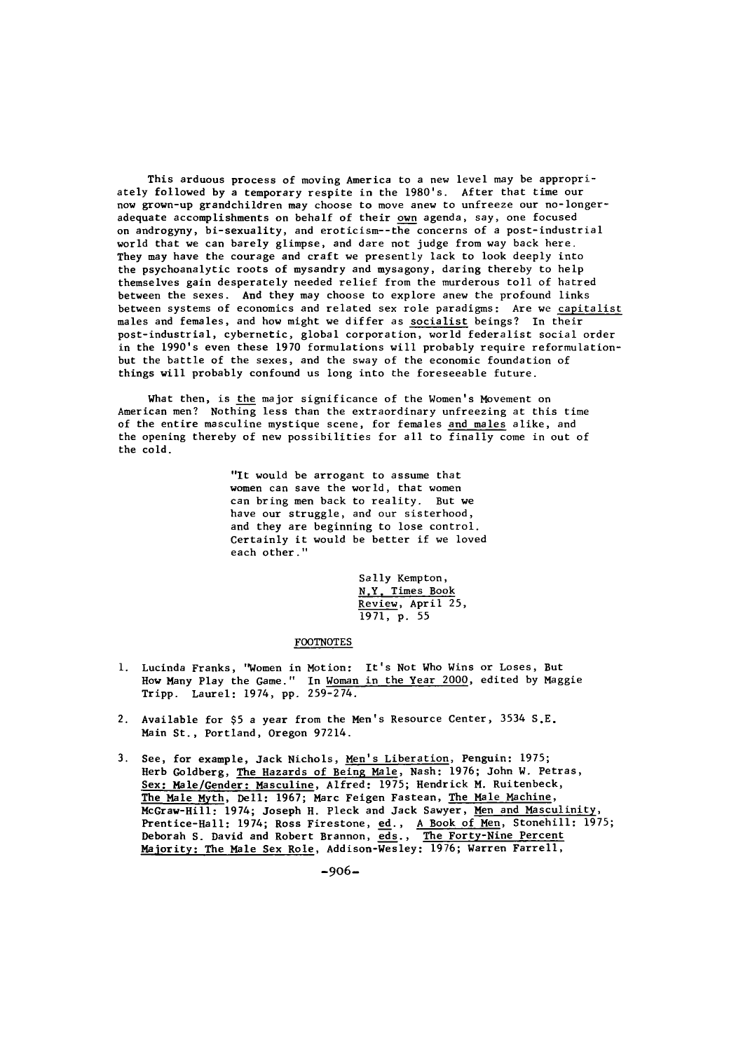This arduous process of moving America to a new level may be appropriately followed by a temporary respite in the 1980's. After that time our now grown-up grandchildren may choose to move anew to unfreeze our no-longer-adequate accomplishments on behalf of their own agenda, say, one focused on androgyny, bi-sexuality, and eroticism--the concerns of a post-industrial world that we can barely glimpse, and dare not judge from way back here. They may have the courage and craft we presently lack to look deeply into the psychoanalytic roots of mysandry and mysagony, daring thereby to help themselves gain desperately needed relief from the murderous toll of hatred between the sexes. And they may choose to explore anew the profound links between systems of economics and related sex role paradigms: Are we capitalist males and females, and how might we differ as socialist beings? In their post-industrial, cybernetic, global corporation, world federalist social order in the 1990's even these 1970 formulations will probably require reformulation-but the battle of the sexes, and the sway of the economic foundation of things will probably confound us long into the foreseeable future.

What then, is the major significance of the Women's Movement on American men? Nothing less than the extraordinary unfreezing at this time of the entire masculine mystique scene, for females and males alike, and the opening thereby of new possibilities for all to finally come in out of the cold.

> "It would be arrogant to assume that women can save the world, that women can bring men back to reality. But we have our struggle, and our sisterhood, and they are beginning to lose control. Certainly it would be better if we loved each other."
>
> Sally Kempton, N.Y. Times Book Review, April 25, 1971, p. 55

## FOOTNOTES

1. Lucinda Franks, "Women in Motion: It's Not Who Wins or Loses, But How Many Play the Game." In Woman in the Year 2000, edited by Maggie Tripp. Laurel: 1974, pp. 259-274.

2. Available for $5 a year from the Men's Resource Center, 3534 S.E. Main St., Portland, Oregon 97214.

3. See, for example, Jack Nichols, Men's Liberation, Penguin: 1975; Herb Goldberg, The Hazards of Being Male, Nash: 1976; John W. Petras, Sex: Male/Gender: Masculine, Alfred: 1975; Hendrick M. Ruitenbeck, The Male Myth, Dell: 1967; Marc Feigen Fastean, The Male Machine, McGraw-Hill: 1974; Joseph H. Pleck and Jack Sawyer, Men and Masculinity, Prentice-Hall: 1974; Ross Firestone, ed., A Book of Men, Stonehill: 1975; Deborah S. David and Robert Brannon, eds., The Forty-Nine Percent Majority: The Male Sex Role, Addison-Wesley: 1976; Warren Farrell,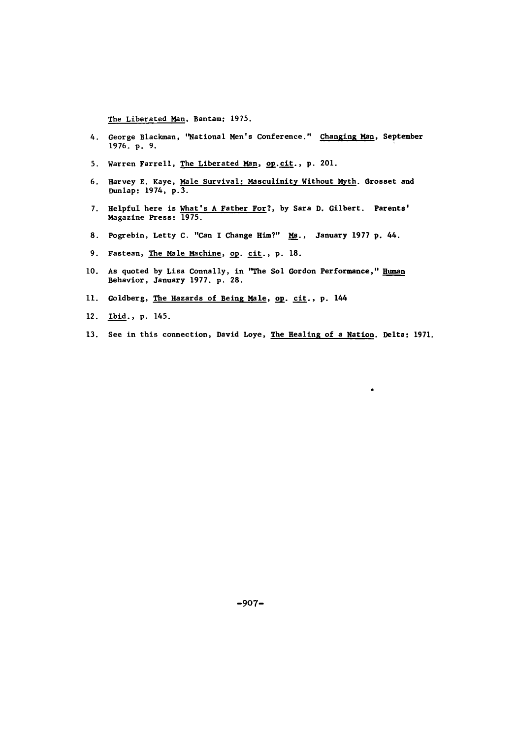The Liberated Man, Bantam: 1975.

4. George Blackman, "National Men's Conference." Changing Man, September 1976. p. 9.

5. Warren Farrell, The Liberated Man, op.cit., p. 201.

6. Harvey E. Kaye, Male Survival: Masculinity Without Myth. Grosset and Dunlap: 1974, p.3.

7. Helpful here is What's A Father For?, by Sara D. Gilbert. Parents' Magazine Press: 1975.

8. Pogrebin, Letty C. "Can I Change Him?" Ms., January 1977 p. 44.

9. Fastean, The Male Machine, op. cit., p. 18.

10. As quoted by Lisa Connally, in "The Sol Gordon Performance," Human Behavior, January 1977. p. 28.

11. Goldberg, The Hazards of Being Male, op. cit., p. 144

12. Ibid., p. 145.

13. See in this connection, David Loye, The Healing of a Nation. Delta: 1971.